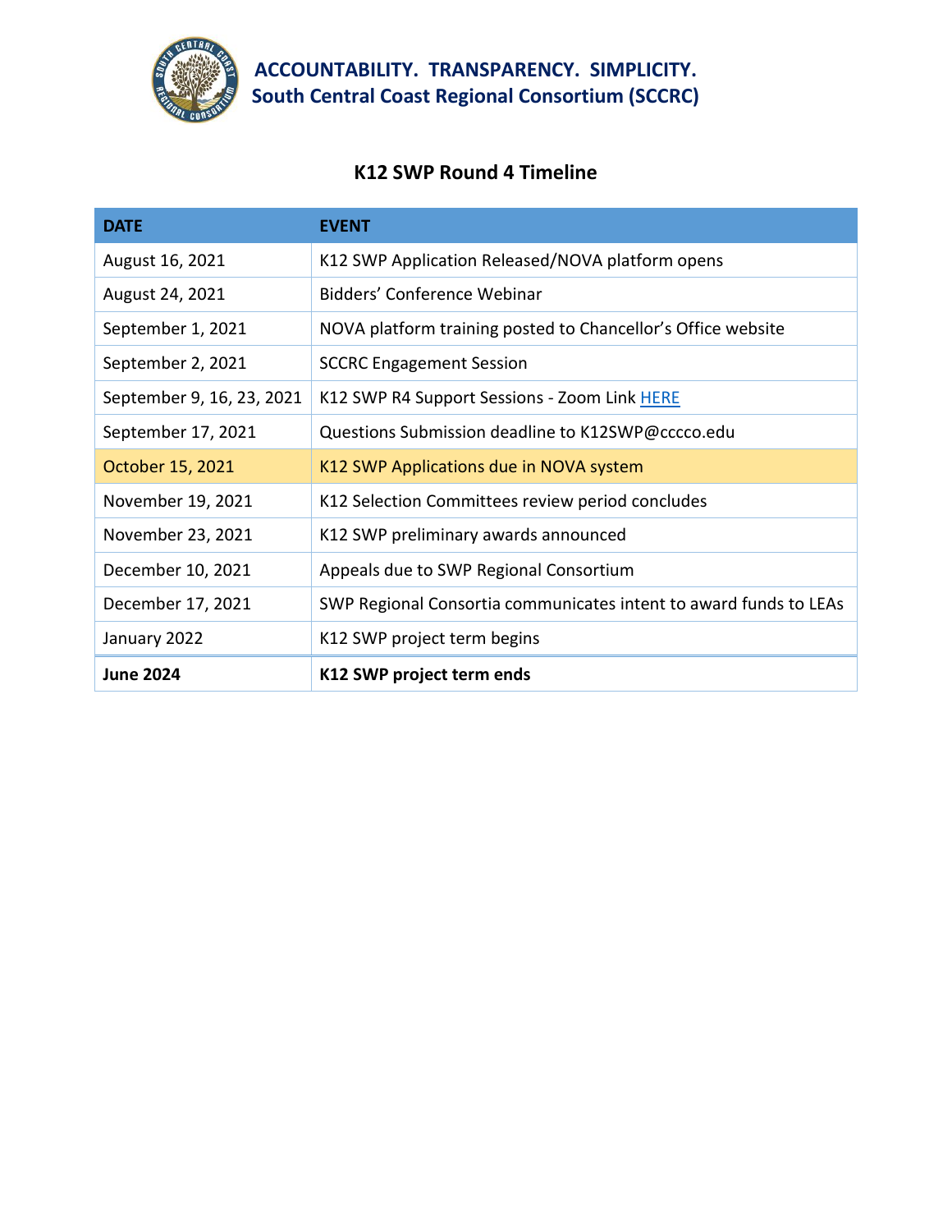**ACCOUNTABILITY. TRANSPARENCY. SIMPLICITY.**
**South Central Coast Regional Consortium (SCCRC)**

## K12 SWP Round 4 Timeline

| DATE | EVENT |
|---|---|
| August 16, 2021 | K12 SWP Application Released/NOVA platform opens |
| August 24, 2021 | Bidders' Conference Webinar |
| September 1, 2021 | NOVA platform training posted to Chancellor's Office website |
| September 2, 2021 | SCCRC Engagement Session |
| September 9, 16, 23, 2021 | K12 SWP R4 Support Sessions - Zoom Link HERE |
| September 17, 2021 | Questions Submission deadline to K12SWP@cccco.edu |
| October 15, 2021 | K12 SWP Applications due in NOVA system |
| November 19, 2021 | K12 Selection Committees review period concludes |
| November 23, 2021 | K12 SWP preliminary awards announced |
| December 10, 2021 | Appeals due to SWP Regional Consortium |
| December 17, 2021 | SWP Regional Consortia communicates intent to award funds to LEAs |
| January 2022 | K12 SWP project term begins |
| **June 2024** | **K12 SWP project term ends** |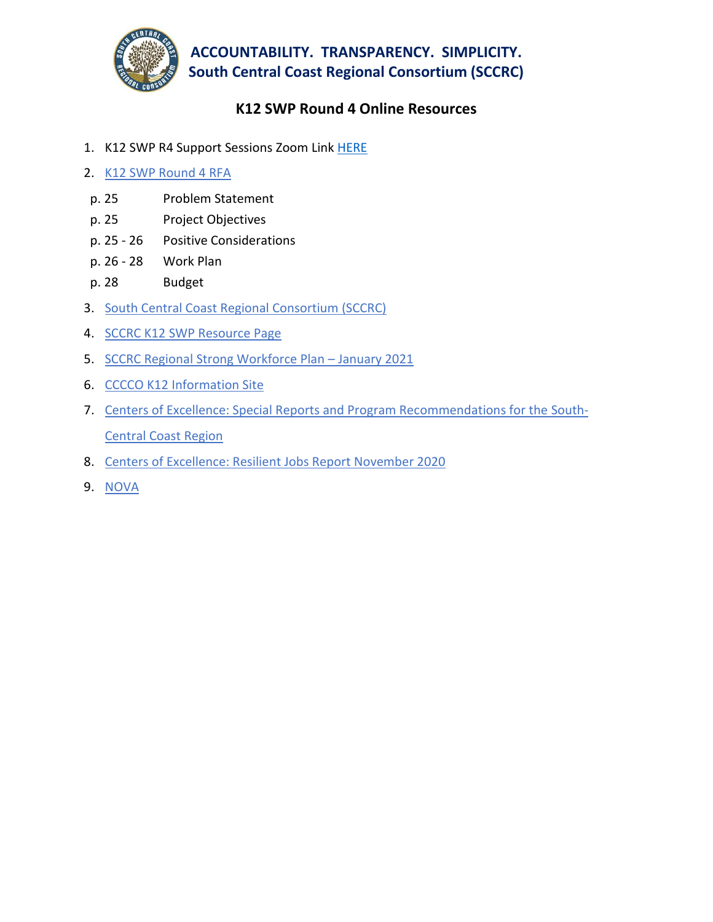**ACCOUNTABILITY. TRANSPARENCY. SIMPLICITY.**
**South Central Coast Regional Consortium (SCCRC)**

## K12 SWP Round 4 Online Resources

1. K12 SWP R4 Support Sessions Zoom Link HERE
2. K12 SWP Round 4 RFA

| | |
|---|---|
| p. 25 | Problem Statement |
| p. 25 | Project Objectives |
| p. 25 - 26 | Positive Considerations |
| p. 26 - 28 | Work Plan |
| p. 28 | Budget |

3. South Central Coast Regional Consortium (SCCRC)
4. SCCRC K12 SWP Resource Page
5. SCCRC Regional Strong Workforce Plan – January 2021
6. CCCCO K12 Information Site
7. Centers of Excellence: Special Reports and Program Recommendations for the South-Central Coast Region
8. Centers of Excellence: Resilient Jobs Report November 2020
9. NOVA